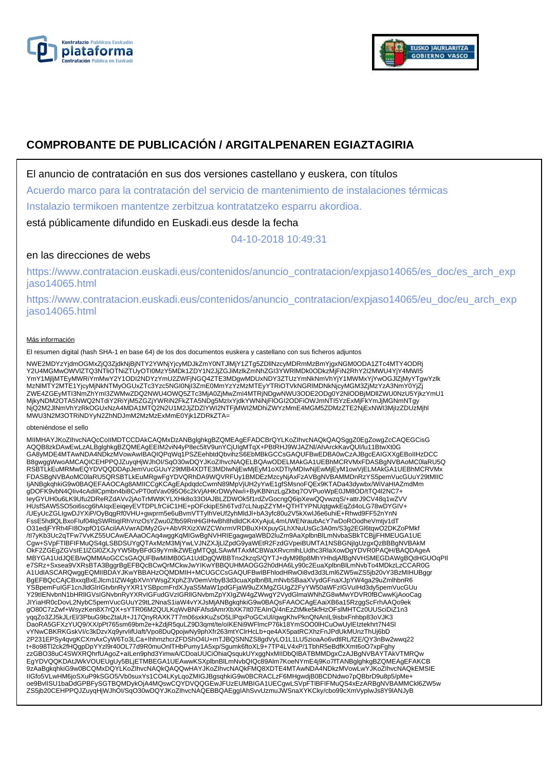# COMPROBANTE DE PUBLICACIÓN / ARGITALPENAREN EGIAZTAGIRIA

El anuncio de contratación en sus dos versiones castellano y euskera, con títulos

Acuerdo marco para la contratación del servicio de mantenimiento de instalaciones térmicas

Instalazio termikoen mantentze zerbitzua kontratatzeko esparru akordioa.

está públicamente difundido en Euskadi.eus desde la fecha

04-10-2018 10:49:31

en las direcciones de webs

https://www.contratacion.euskadi.eus/contenidos/anuncio_contratacion/expjaso14065/es_doc/es_arch_expjaso14065.html

https://www.contratacion.euskadi.eus/contenidos/anuncio_contratacion/expjaso14065/eu_doc/eu_arch_expjaso14065.html

Más información

El resumen digital (hash SHA-1 en base 64) de los dos documentos euskera y castellano con sus ficheros adjuntos

NWE2MDYzYjdmOGMxZjQ3ZjdkNjBjNTY2YWNjYjcyMDJkZmY0NTJlMjY1ZTg5ZDllNzcyMDRmMzBmYjgxNGM0ODA1ZTc4MTY4ODRjY2U4MGMwOWVlZTQ3NTliOTNiZTUyOTI0MzY5MDk1ZDY1N2JjZGJiMzlkZmNhZGI3YWRlMDk0ODkzMjFiN2RhY2I2MWU4YjY4MWI5YmY1MjljMTEyMWRiYmMwY2Y1ODI2NDYzYmU2ZWFjNGQ4ZTE3MDgwMDUxNDY3ZTUzYmNkNmVhYjY1MWMxYjYwOGJlZjMyYTgwYzlkMzNlMTY2MTE1YjcyMjNkNTMyOGUxZTc3Yzc5NGI0Nj3ZmE0MmYzYzMzMTEyYTRiOTVkNGRlMDNkNjcyMGM3ZjMzYzA3NmY0YjZjZWE4ZGEyMTI3NmZhYmI3ZWMwZDQ2NWU4OWQ5ZTc3MjA0ZjMwZmI4MTRjNDgwNWU3ODE2ODg0Y2NlODBjMDllZWU0NzU5YjkzYmU1MjkyNDM2OTA5NWQ2NTdiY2RiYjM5ZGZjYWRiN2FkZTA5NDg5MzIxYjdhYWNiNjFlOGI2ODFiOWJmNTI5YzExMjFkYmJjMGNmNTgyNjQ2M2JlNmVhZjRkOGUxNzA4MDA1MTQ2N2U1M2JjZDZlYWI2NTFjMWI2MDhiZWYzMmE4MGM5ZDMzZTE2NjExNWI3MjIzZDUzMjhlMWU3N2M3OTRiNDYyN2ZhNDJmM2MzMzExMmE0Yjk1ZDRkZTA=

obteniéndose el sello

MIIMHAYJKoZIhvcNAQcCoIIMDTCCDAkCAQMxDzANBglghkgBZQMEAgEFADCBrQYLKoZIhvcNAQkQAQSggZ0EgZowgZcCAQEGCisGAQQB8zkDAwEwLzALBglghkgBZQMEAgEEIM2viN4yP8ec5ltV9unYCjUIgMTqX+PBtRHJ9WJAZNl/AhArckKavQUl/lu11BtwXt0GGA8yMDE4MTAwNDA4NDkzMVowAwIBAQIQPqWq1PSZEehbtdQbvihzS6EbMBkGCCsGAQUFBwEDBA0wCzAJBgcEAIGXXgEBoIIHzDCCB8gwggWwoAMCAQICEHPPQJZuyqHjWJhOl/SqO30wDQYJKoZIhvcNAQELBQAwODELMAkGA1UEBhMCRVMxFDASBgNVBAoMC0laRU5QRSBTLkEuMRMwEQYDVQQDDApJemVucGUuY29tMB4XDTE3MDIwNjEwMjEyM1oXDTIyMDIwNjEwMjEyM1owVjELMAkGA1UEBhMCRVMxFDASBgNVBAoMC0laRU5QRSBTLkEuMRgwFgYDVQRhDA9WQVRFUy1BMDEzMzcyNjAxFzAVBgNVBAMMDnRzYS5pemVucGUuY29tMIICIjANBgkqhkiG9w0BAQEFAAOCAg8AMIICCgKCAgEApdqdcCwmN89MpVjUH2yYwE1gfSMsnoFQEx9KTADa43dywbx/WiVaHIAZmdMmgDOFK9vbN4QIiv4cAdilCpmbn4bi8CvPT0otVav095O6c2kVjAHKrDWyNw/i+ByKBNnzLgZkbq7OVPuoWpE0JM8OD/tTQ4l2NC7+IeyGYUH0u6LK9Ufu2DReRZdAVv2jAoTrMWtKYLXHk8o33OIAJBLZDWOk5f1rdZvGocngQ6ipXewQQvwzqS/+attrJ9CV48q1wZVVHUsfSAW5SO5oi6scg6hAIqxEeiqeyEVTDPLfrCiiC1HE+pOFckipE5h6Tvd7cLNupZZYM+QTHTYPNUqtgwkEqZd4oLG78wDYGlV+/UEyUcZGLIgwDJYXiP/OyBqgRf0VHU+gwprm5e6uBvmVTTylhVeUf2yhMldJl+bA3yfc80u2V5kXwlJ6e6uhiE+Rhwd9FF52nYnNFssE5hdlQLBxoFluf04lqSWRtiqlRhVnzOsYZwu0Zfb59RnHiGIHwBh8hdldCK4XyAjuL4mUWENraubAcY7wDoROodheVmtjv1dTO31edjFYRh4FI8OxpfO1GAciIAAVwrADMy2Gv+AbVRXizXWZCWxrmVRDBuXHXpuyGLhXNuUsGc3A0m/S3g2EGl6tqwO2DKZoPMkf/tI7yKb3Uc2qTFw7VvKZ55UCAwEAAaOCAq4wggKqMIGwBgNVHRIEgagwgaWBD2luZm9AaXplbnBlLmNvbaSBkTCBjjFHMEUGA1UECgw+SVpFTlBFIFMuQS4gLSBDSUYgQTAxMzM3MjYwLVJNZXJjLlZpdG9yaWEtR2FzdGVpeiBUMTA1NSBGNjlgUzgxQzBBBgNVBAkMOkF2ZGEgZGVsIE1lZGl0ZXJyYW5lbyBFdG9yYmlkZWEgMTQgLSAwMTAxMCBWaXRvcmlhLUdhc3RlaXowDgYDVR0PAQH/BAQDAgeAMBYGA1UdJQEB/wQMMAoGCCsGAQUFBwMIMB0GA1UdDgQWBBTnx2kzqS/QYTJ+dyM9Bp8MhYHhdjAfBgNVHSMEGDAWgBQdHGUOqPlle7SRz+Sxsea9VXRsBTA3BggrBgEFBQcBCwQrMCkwJwYIKwYBBQUHMAOGG2h0dHA6Ly90c2EuaXplbnBlLmNvbTo4MDkzLzCCAR0GA1UdIASCARQwggEQMIIBDAYJKwYBBAHzOQMDMIH+MCUGCCsGAQUFBwIBFhlodHRwOi8vd3d3Lml6ZW5wZS5jb20vY3BzMIHUBggrBgEFBQcCAjCBxxqBxEJlcm1lZW4gbXVnYWsgZXphZ3V0emVrbyB3d3cuaXplbnBlLmNvbSBaaXVydGFnaXJpYW4ga29uZmlhbnR6YSBpemFuIGF1cnJldGlrIGtvbnRyYXR1YSBpcmFrdXJyaS5MaW1pdGFjaW9uZXMgZGUgZ2FyYW50aWFzIGVuIHd3dy5pemVucGUuY29tIENvbnN1bHRlIGVsIGNvbnRyYXRvIGFudGVzIGRlIGNvbmZpYXIgZW4gZWwgY2VydGlmaWNhZG8wMwYDVR0fBCwwKjAooCagJIYiaHR0cDovL2NybC5pemVucGUuY29tL2NnaS1iaW4vYXJsMjANBgkqhkiG9w0BAQsFAAOCAgEAaiXB6a15RzggScFrhAAQo9ekgO80C7zZwf+WsyzKen8X7rQX+sYTR06M2QULKqWvBNFAfsdAmrXbXK7lt07EAlnQ/4nEzZtMke5kfHzOFslMHTCz0UUSciDiZ1n3yqqZo3ZJ5kJLrEl/3PbuG9bcZtaUt+J17QnyRAXK7T7m06sxkKuZsO5LlPqxPoGCxUl/qwgKhvPknQNAnIL9isbxFnhbp83oVJK3DaoRA5GFXzYUQ9/XX/pPt765sm69bm2e+kZdjR5quLZ9D3qmt/te/oIKENi9WFlmcP76k18YmSOO0lHCuOwUylEIztekhrt7N4SlvYNwCBKRKGskVl/c3kDzvXq9yrvlifUaft/Vpo8DuQpojwNy9phXfr263mtYClrHcLb+qe4AX5patRCXhzFnJPdUkMUnzThUj6bD2P231EPSy4qvgKCXmAxCyW6To3LCa+IhhmzhcrZFDShO4U+mTJBQSNNZS8gdVyLO1L1LU5zioaAo6vdtlRL/fZE/QY3nBw2wwq22t+8o98Tl2ck2fHQgpDpYYzl9r40OL77d9R0muOnlTHbPumy1A5xp/Sgumk6ftoXL9+7TP4LV4xP/1TbhR5eBdfKXmt6oO7xpFghyzzGBO38uC4SWXRQhrfUAgoZ+alLen9phd3YimwA/CDoaUUCiOhiaQsqukUYxggNxMIIDbQIBATBMMDgxCzAJBgNVBAYTAkVTMRQwEgYDVQQKDAtJWkVOUEUgUy5BLjETMBEGA1UEAwwKSXplbnBlLmNvbQIQc89Alm7KoeNYmE4j9Ko7fTANBglghkgBZQMEAgEFAKCB9zAaBgkqhkiG9w0BCQMxDQYLKoZIhvcNAQkQAQQwHAYJKoZIhvcNAQkFMQ8XDTE4MTAwNDA4NDkzMVowLwYJKoZIhvcNAQkEMSIEIIGfo5VLwHM6joSXuP9kSGO5/Vb0suxYs1CO4LKyLqoZMIGJBgsqhkiG9w0BCRACLzF6MHgwdjB0BCDNdwo7pQBbrD9u8p5/pMe+oe9BvllSU1baDdGPBFySGTBQMDykOjA4MQswCQYDVQQGEwJFUzEUMBIGA1UECgwLSVpFTlBFIFMuQS4xEzARBgNVBAMMCkl6ZW5wZS5jb20CEHPPQJZuyqHjWJhOl/SqO30wDQYJKoZIhvcNAQEBBQAEggIAhSvvUzmuJWSnaXYKCky/cbo99cXmVyplwJs8Y9lANJyB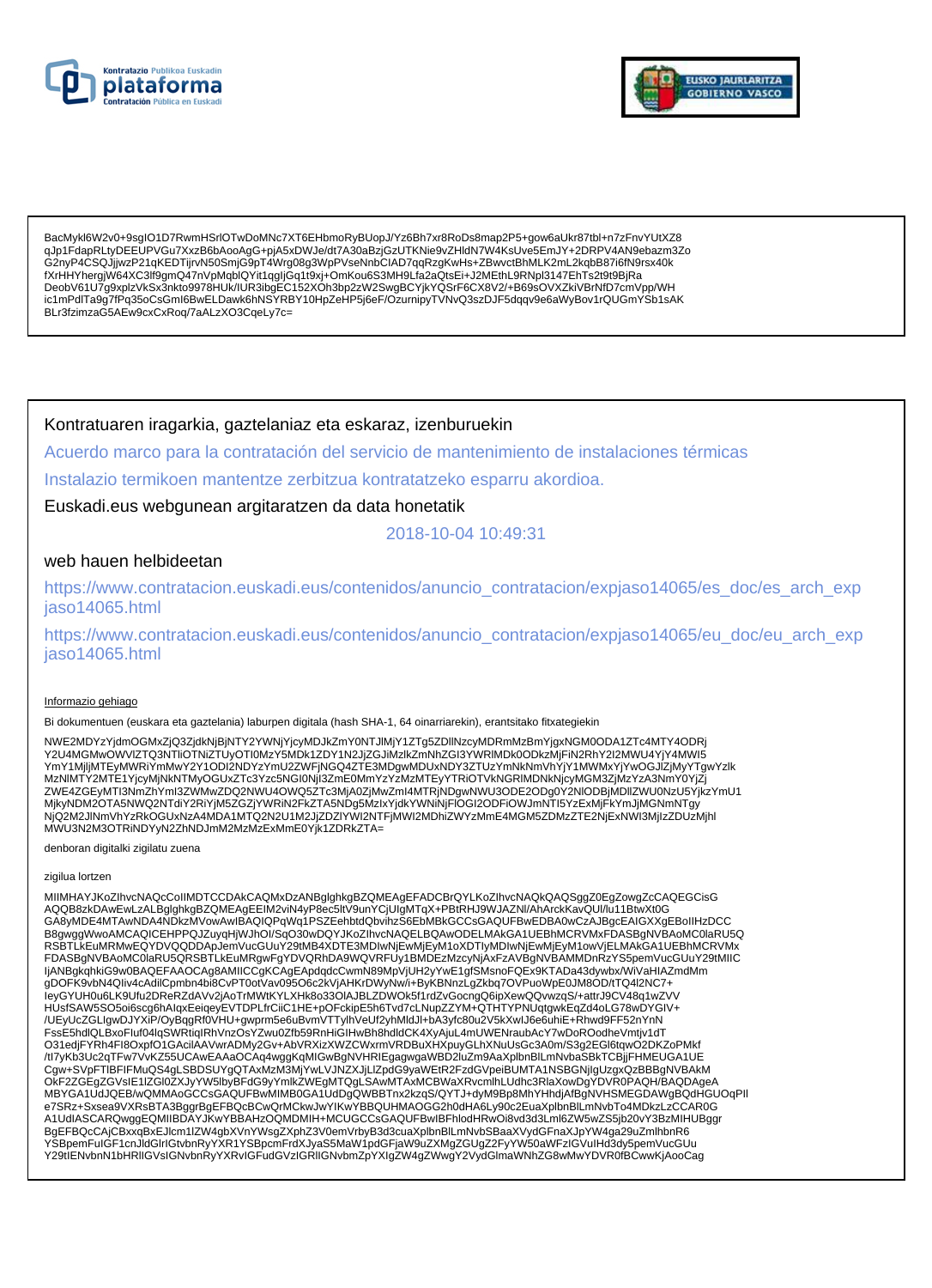BacMykl6W2v0+9sglO1D7RwmHSrlOTwDoMNc7XT6EHbmoRyBUopJ/Yz6Bh7xr8RoDs8map2P5+gow6aUkr87tbl+n7zFnvYUtXZ8
qJp1FdapRLtyDEEUPVGu7XxzB6bAooAgG+pjA5xDWJe/dt7A30aBzjGzUTKNie9vZHldN7W4KsUve5EmJY+2DRPV4AN9ebazm3Zo
G2nyP4CSQJjjwzP21qKEDTijrvN50SmjG9pT4Wrg08g3WpPVseNnbCIAD7qqRzgKwHs+ZBwvctBhMLK2mL2kqbB87i6fN9rsx40k
fXrHHYhergjW64XC3lf9gmQ47nVpMqblQYit1qglGq1t9xj+OmKou6S3MH9Lfa2aQtsEi+J2MEthL9RNpl3147EhTs2t9t9BjRa
DeobV61U7g9xplzVkSx3nkto9978HUk/IUR3ibgEC152XOh3bp2zW2SwgBCYjkYQSrF6CX8V2/+B69sOVXZkiVBrNfD7cmVpp/WH
ic1mPdlTa9g7fPq35oCsGml6BwELDawk6hNSYRBY10HpZeHP5j6eF/OzurnipyTVNvQ3szDJF5dqqv9e6aWyBov1rQUGmYSb1sAK
BLr3fzimzaG5AEw9cxCxRoq/7aALzXO3CqeLy7c=

Kontratuaren iragarkia, gaztelaniaz eta eskaraz, izenburuekin

Acuerdo marco para la contratación del servicio de mantenimiento de instalaciones térmicas

Instalazio termikoen mantentze zerbitzua kontratatzeko esparru akordioa.

Euskadi.eus webgunean argitaratzen da data honetatik

2018-10-04 10:49:31

web hauen helbideetan

https://www.contratacion.euskadi.eus/contenidos/anuncio_contratacion/expjaso14065/es_doc/es_arch_expjaso14065.html

https://www.contratacion.euskadi.eus/contenidos/anuncio_contratacion/expjaso14065/eu_doc/eu_arch_expjaso14065.html

Informazio gehiago

Bi dokumentuen (euskara eta gaztelania) laburpen digitala (hash SHA-1, 64 oinarriarekin), erantsitako fitxategiekin

NWE2MDYzYjdmOGMxZjQ3ZjdkNjBjNTY2YWNjYjcyMDJkZmY0NTJlMjY1ZTg5ZDllNzcyMDRmMzBmYjgxNGM0ODA1ZTc4MTY4ODRj
Y2U4MGMwOWVlZTQ3NTliOTNiZTUyOTI0MzY5MDk1ZDY1N2JjZGJiMzlkZmNhZGI3YWRlMDk0ODkzMjFiN2RhY2I2MWU4YjY4MWI5
YmY1MjljMTEyMWRiYmMwY2Y1ODI2NDYzYmU2ZWFjNGQ4ZTE3MDgwMDUxNDY3ZTUzYmNkNmVhYjY1MWMxYjYwOGJlZjMyYTgwYzlk
MzNlMTY2MTE1YjcyMjNkNTMyOGUxZTc3Yzc5NGI0NjI3ZmE0MmYzYzMzMTEyYTRiOTVkNGRlMDNkNjcyMGM3ZjMzYzA3NmY0YjZj
ZWE4ZGEyMTI3NmZhYml3ZWMwZDQ2NWU4OWQ5ZTc3MjA0ZjMwZmI4MTRjNDgwNWU3ODE2ODg0Y2NlODBjMDllZWU0NzU5YjkzYmU1
MjkyNDM2OTA5NWQ2NTdiY2RiYjM5ZGZjYWRiN2FkZTA5NDg5MzIxYjdkYWNiNjFlOGI2ODFiOWJmNTI5YzExMjFkYmJjMGNmNTgy
NjQ2M2JlNmVhYzRkOGUxNzA4MDA1MTQ2N2U1M2JjZDZlYWI2NTFjMWI2MDhiZWYzMmE4MGM5ZDMzZTE2NjExNWI3MjIzZDUzMjhl
MWU3N2M3OTRiNDYyN2ZhNDJmM2MzMzExMmE0Yjk1ZDRkZTA=

denboran digitalki zigilatu zuena

zigilua lortzen

MIIMHAYJKoZIhvcNAQcCoIIMDTCCDAkCAQMxDzANBglghkgBZQMEAgEFADCBrQYLKoZIhvcNAQkQAQSggZ0EgZowgZcCAQEGCisG
AQQB8zkDAwEwLzALBglghkgBZQMEAgEEIM2viN4yP8ec5ltV9unYCjUIgMTqX+PBtRHJ9WJAZNl/AhArckKavQUl/lu11BtwXt0G
GA8yMDE4MTAwNDA4NDkzMVowAwIBAQIQPqWq1PSZEehbtdQbvihzS6EbMBkGCCsGAQUFBwEDBA0wCzAJBgcEAIGXXgEBoIIHzDCC
B8gwggWwoAMCAQICEHPPQJZuyqHjWJhOI/SqO30wDQYJKoZIhvcNAQELBQAwODELMAkGA1UEBhMCRVMxFDASBgNVBAoMC0laRU5Q
RSBTLkEuMRMwEQYDVQQDDApJemVucGUuY29tMB4XDTE3MDIwNjEwMjEyM1oXDTIyMDIwNjEwMjEyM1owVjELMAkGA1UEBhMCRVMx
FDASBgNVBAoMC0laRU5QRSBTLkEuMRgwFgYDVQRhDA9WQVRFUy1BMDEzMzcyNjAxFzAVBgNVBAMMDnRzYS5pemVucGUuY29tMIIC
IjANBgkqhkiG9w0BAQEFAAOCAg8AMIICCgKCAgEApdqdcCwmN89MpVjUH2yYwE1gfSMsnoFQEx9KTADa43dywbx/WiVaHIAZmdMm
gDOFK9vbN4Qliv4cAdilCpmbn4bi8CvPT0otVav095O6c2kVjAHKrDWyNw/i+ByKBNnzLgZkbq7OVPuoWpE0JM8OD/tTQ4l2NC7+
IeyGYUH0u6LK9Ufu2DReRZdAVv2jAoTrMWtKYLXHk8o33OIAJBLZDWOk5f1rdZvGocngQ6ipXewQQvwzqS/+attrJ9CV48q1wZVV
HUsfSAW5SO5oi6scg6hAlqxEeiqeyEVTDPLfrCiiC1HE+pOFckipE5h6Tvd7cLNupZZYM+QTHTYPNUqtgwkEqZd4oLG78wDYGIV+
/UEyUcZGLIgwDJYXiP/OyBqgRf0VHU+gwprm5e6uBvmVTTylhVeUf2yhMldJl+bA3yfc80u2V5kXwlJ6e6uhiE+Rhwd9FF52nYnN
FssE5hdlQLBxoFIuf04lqSWRtiqIRhVnzOsYZwu0Zfb59RnHiGIHwBh8hdldCK4XyAjuL4mUWENraubAcY7wDoROodheVmtjv1dT
O31edjFYRh4FI8OxpfO1GAcilAAVwrADMy2Gv+AbVRXizXWZCWxrmVRDBuXHXpuyGLhXNuUsGc3A0m/S3g2EGl6tqwO2DKZoPMkf
/tI7yKb3Uc2qTFw7VvKZ55UCAwEAAaOCAq4wggKqMIGwBgNVHRIEgagwgaWBD2luZm9AaXplbnBlLmNvbaSBkTCBjjFHMEUGA1UE
Cgw+SVpFTlBFIFMuQS4gLSBDSUYgQTAxMzM3MjYwLVJNZXJjLlZpdG9yaWEtR2FzdGVpeiBUMTA1NSBGNjIgUzgxQzBBBgNVBAkM
OkF2ZGEgZGVsIE1lZGl0ZXJyYW5lbyBFdG9yYmlkZWEgMTQgLSAwMTAxMCBWaXRvcmlhLUdhc3RlaXowDgYDVR0PAQH/BAQDAgeA
MBYGA1UdJQEB/wQMMAoGCCsGAQUFBwMIMB0GA1UdDgQWBBTnx2kzqS/QYTJ+dyM9Bp8MhYHhdjAfBgNVHSMEGDAWgBQdHGUOqPIl
e7SRz+Sxsea9VXRsBTA3BggrBgEFBQcBCwQrMCkwJwYIKwYBBQUHMAOGG2h0dHA6Ly90c2EuaXplbnBlLmNvbTo4MDkzLzCCAR0G
A1UdIASCARQwggEQMIIBDAYJKwYBBAHzOQMDMIH+MCUGCCsGAQUFBwIBFhlodHRwOi8vd3d3Lml6ZW5wZS5jb20vY3BzMIHUBggr
BgEFBQcCAjCBxxqBxEJlcm1lZW4gbXVnYWsgZXphZ3V0emVrbyB3dcuaXplbnBlLmNvbSBaaXVydGFnaXJpYW4ga29uZmlhbnR6
YSBpemFuIGF1cnJldGlrIGtvbnRyYXR1YSBpcmFrdXJyaS5MaW1pdGFjaW9uZXMgZGUgZ2FyYW50aWFzIGVuIHd3dy5pemVucGUu
Y29tIENvbnN1bHRlIGVsIGNvbnRyYXRvIGFudGVzIGRlIGNvbmZpYXIgZW4gZWwgY2VydGlmaWNhZG8wMwYDVR0fBCwwKjAooCag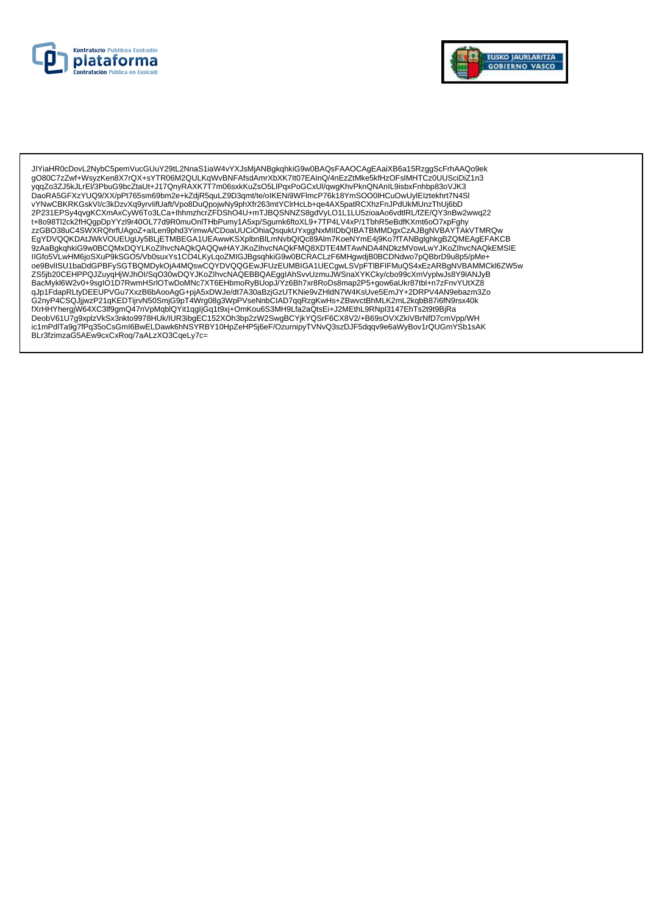Kontratazio Publikoa Euskadin
plataforma
Contratación Pública en Euskadi

EUSKO JAURLARITZA
GOBIERNO VASCO

```
JIYiaHR0cDovL2NybC5pemVucGUuY29tL2NnaS1iaW4vYXJsMjANBgkqhkiG9w0BAQsFAAOCAgEAaiXB6a15RzggScFrhAAQo9ek
gO80C7zZwf+WsyzKen8X7rQX+sYTR06M2QULKqWvBNFAfsdAmrXbXK7lt07EAInQ/4nEzZtMke5kfHzOFslMHTCz0UUSciDiZ1n3
yqqZo3ZJ5kJLrEl/3PbuG9bcZtaUt+J17QnyRAXK7T7m06sxkKuZsO5LIPqxPoGCxUl/qwgKhvPknQNAnIL9isbxFnhbp83oVJK3
DaoRA5GFXzYUQ9/XX/pPt765sm69bm2e+kZdjR5quLZ9D3qmt/te/oIKENi9WFlmcP76k18YmSOO0lHCuOwUylEIztekhrt7N4Sl
vYNwCBKRKGskVI/c3kDzvXq9yrvIifUaft/Vpo8DuQpojwNy9phXfr263mtYClrHcLb+qe4AX5patRCXhzFnJPdUkMUnzThUj6bD
2P231EPSy4qvgKCXmAxCyW6To3LCa+IhhmzhcrZFDShO4U+mTJBQSNNZS8gdVyLO1L1LU5zioaAo6vdtlRL/fZE/QY3nBw2wwq22
t+8o98Tl2ck2fHQgpDpYYzl9r40OL77d9R0muOnlTHbPumy1A5xp/Sgumk6ftoXL9+7TP4LV4xP/1TbhR5eBdfKXmt6oO7xpFghy
zzGBO38uC4SWXRQhrfUAgoZ+aILen9phd3YimwA/CDoaUUCiOhiaQsqukUYxggNxMIIDbQIBATBMMDgxCzAJBgNVBAYTAkVTMRQw
EgYDVQQKDAtJWkVOUEUgUy5BLjETMBEGA1UEAwwKSXplbnBlLmNvbQIQc89Alm7KoeNYmE4j9Ko7fTANBglghkgBZQMEAgEFAKCB
9zAaBgkqhkiG9w0BCQMxDQYLKoZIhvcNAQkQAQQwHAYJKoZIhvcNAQkFMQ8XDTE4MTAwNDA4NDkzMVowLwYJKoZIhvcNAQkEMSIE
IIGfo5VLwHM6joSXuP9kSGO5/Vb0suxYs1CO4LKyLqoZMIGJBgsqhkiG9w0BCRACLzF6MHgwdjB0BCDNdwo7pQBbrD9u8p5/pMe+
oe9BvlISU1baDdGPBFySGTBQMDykOjA4MQswCQYDVQQGEwJFUzEUMBIGA1UECgwLSVpFTlBFIFMuQS4xEzARBgNVBAMMCkl6ZW5w
ZS5jb20CEHPPQJZuyqHjWJhOI/SqO30wDQYJKoZIhvcNAQEBBQAEggIAhSvvUzmuJWSnaXYKCky/cbo99cXmVyplwJs8Y9lANJyB
BacMykl6W2v0+9sgIO1D7RwmHSrlOTwDoMNc7XT6EHbmoRyBUopJ/Yz6Bh7xr8RoDs8map2P5+gow6aUkr87tbl+n7zFnvYUtXZ8
qJp1FdapRLtyDEEUPVGu7XxzB6bAooAgG+pjA5xDWJe/dt7A30aBzjGzUTKNie9vZHldN7W4KsUve5EmJY+2DRPV4AN9ebazm3Zo
G2nyP4CSQJjjwzP21qKEDTijrvN50SmjG9pT4Wrg08g3WpPVseNnbCIAD7qqRzgKwHs+ZBwvctBhMLK2mL2kqbB87i6fN9rsx40k
fXrHHYhergjW64XC3lf9gmQ47nVpMqblQYit1qgIjGq1t9xj+OmKou6S3MH9Lfa2aQtsEi+J2MEthL9RNpl3147EhTs2t9t9BjRa
DeobV61U7g9xplzVkSx3nkto9978HUk/IUR3ibgEC152XOh3bp2zW2SwgBCYjkYQSrF6CX8V2/+B69sOVXZkiVBrNfD7cmVpp/WH
ic1mPdlTa9g7fPq35oCsGmI6BwELDawk6hNSYRBY10HpZeHP5j6eF/OzurnipyTVNvQ3szDJF5dqqv9e6aWyBov1rQUGmYSb1sAK
BLr3fzimzaG5AEw9cxCxRoq/7aALzXO3CqeLy7c=
```